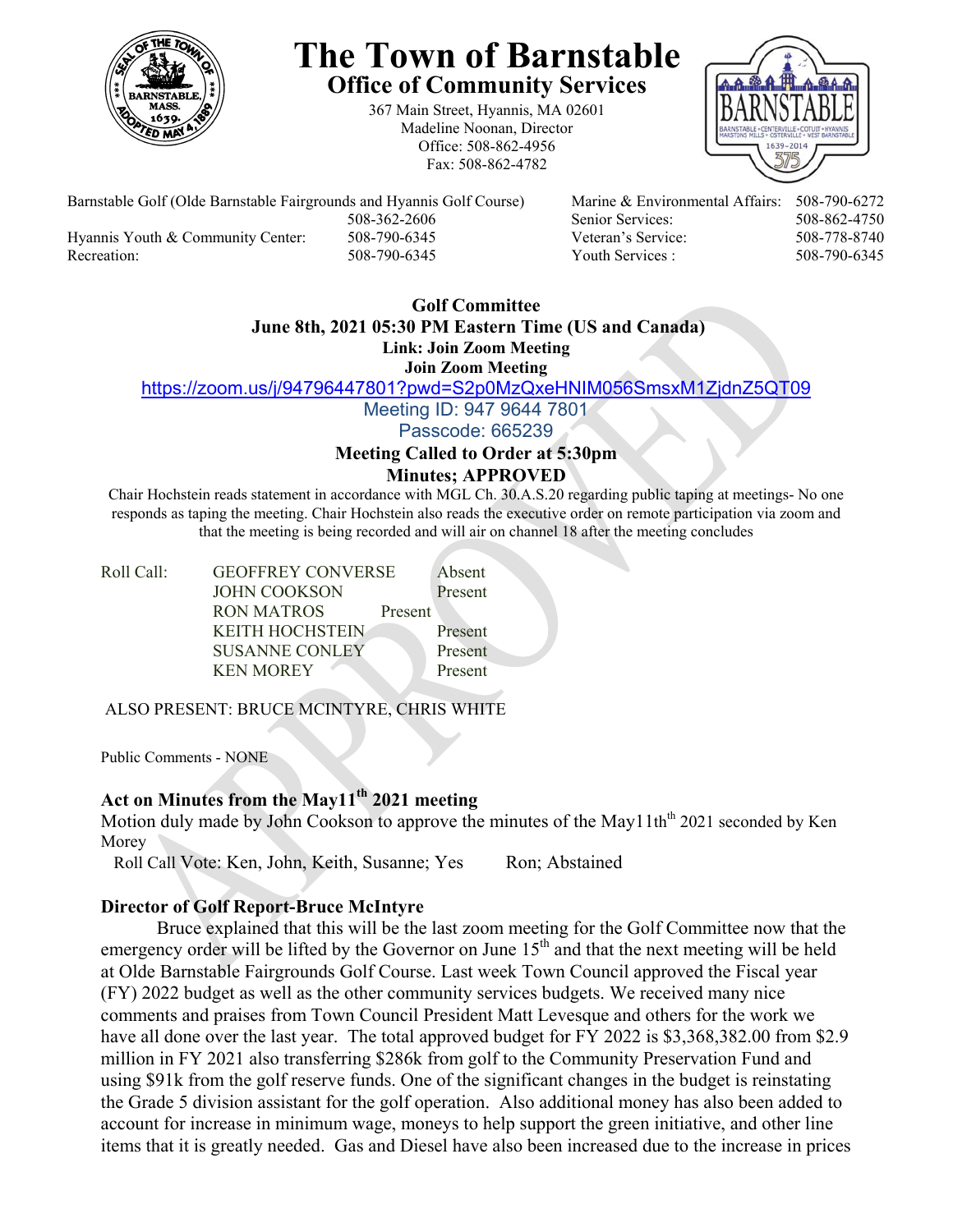# The Town of Barnstable

## Office of Community Services

367 Main Street, Hyannis, MA 02601
Madeline Noonan, Director
Office: 508-862-4956
Fax: 508-862-4782

| | | | |
|---|---|---|---|
| Barnstable Golf (Olde Barnstable Fairgrounds and Hyannis Golf Course) | 508-362-2606 | Marine & Environmental Affairs: | 508-790-6272 |
| | | Senior Services: | 508-862-4750 |
| Hyannis Youth & Community Center: | 508-790-6345 | Veteran's Service: | 508-778-8740 |
| Recreation: | 508-790-6345 | Youth Services : | 508-790-6345 |

**Golf Committee**
**June 8th, 2021 05:30 PM Eastern Time (US and Canada)**
**Link: Join Zoom Meeting**
**Join Zoom Meeting**
https://zoom.us/j/94796447801?pwd=S2p0MzQxeHNIM056SmsxM1ZjdnZ5QT09
Meeting ID: 947 9644 7801
Passcode: 665239

**Meeting Called to Order at 5:30pm**
**Minutes; APPROVED**

Chair Hochstein reads statement in accordance with MGL Ch. 30.A.S.20 regarding public taping at meetings- No one responds as taping the meeting. Chair Hochstein also reads the executive order on remote participation via zoom and that the meeting is being recorded and will air on channel 18 after the meeting concludes

| Roll Call: | | |
|---|---|---|
| | GEOFFREY CONVERSE | Absent |
| | JOHN COOKSON | Present |
| | RON MATROS | Present |
| | KEITH HOCHSTEIN | Present |
| | SUSANNE CONLEY | Present |
| | KEN MOREY | Present |

ALSO PRESENT: BRUCE MCINTYRE, CHRIS WHITE

Public Comments - NONE

### Act on Minutes from the May11th 2021 meeting

Motion duly made by John Cookson to approve the minutes of the May11th 2021 seconded by Ken Morey

Roll Call Vote: Ken, John, Keith, Susanne; Yes Ron; Abstained

### Director of Golf Report-Bruce McIntyre

Bruce explained that this will be the last zoom meeting for the Golf Committee now that the emergency order will be lifted by the Governor on June 15th and that the next meeting will be held at Olde Barnstable Fairgrounds Golf Course. Last week Town Council approved the Fiscal year (FY) 2022 budget as well as the other community services budgets. We received many nice comments and praises from Town Council President Matt Levesque and others for the work we have all done over the last year. The total approved budget for FY 2022 is $3,368,382.00 from $2.9 million in FY 2021 also transferring $286k from golf to the Community Preservation Fund and using $91k from the golf reserve funds. One of the significant changes in the budget is reinstating the Grade 5 division assistant for the golf operation. Also additional money has also been added to account for increase in minimum wage, moneys to help support the green initiative, and other line items that it is greatly needed. Gas and Diesel have also been increased due to the increase in prices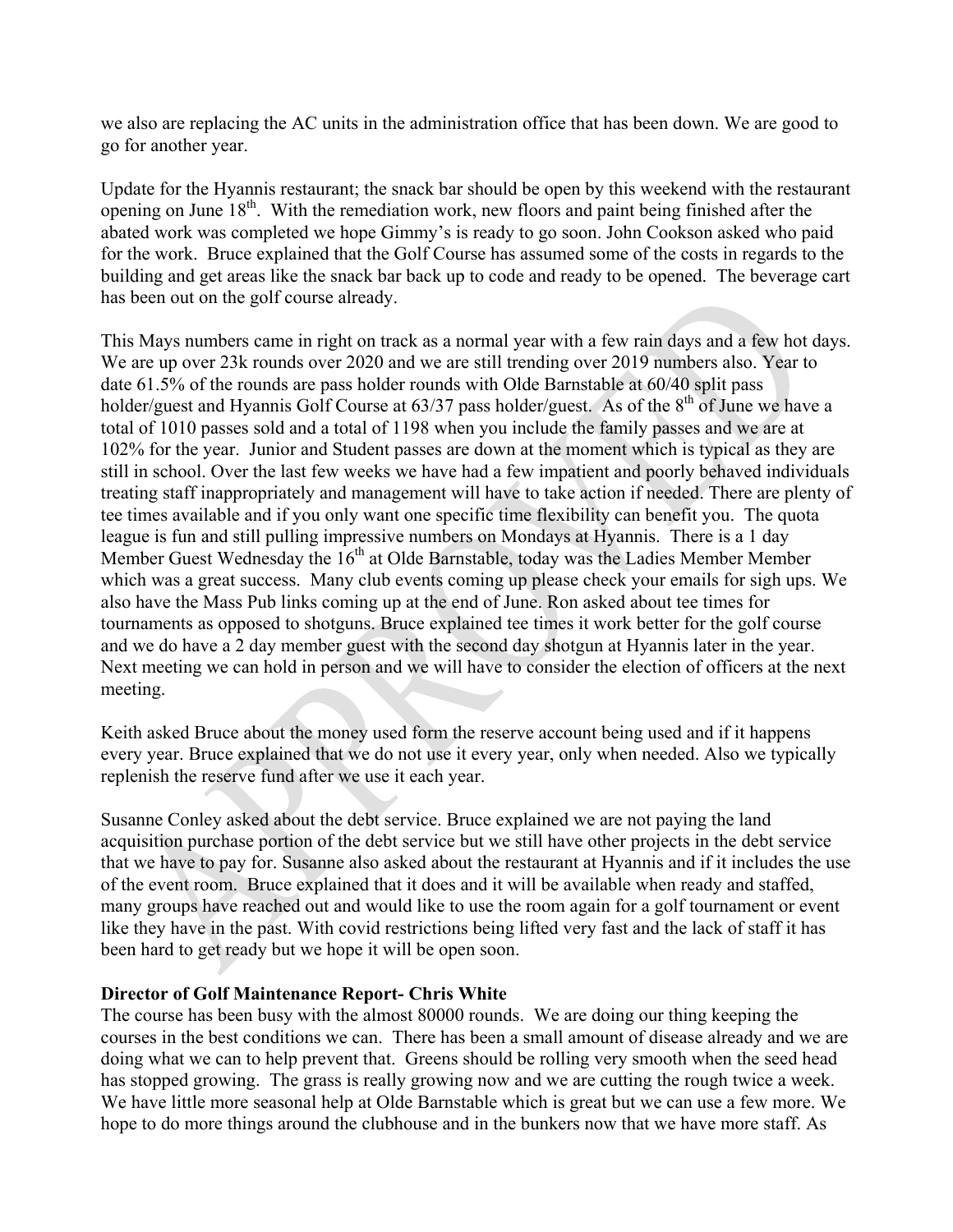we also are replacing the AC units in the administration office that has been down. We are good to go for another year.

Update for the Hyannis restaurant; the snack bar should be open by this weekend with the restaurant opening on June 18th. With the remediation work, new floors and paint being finished after the abated work was completed we hope Gimmy's is ready to go soon. John Cookson asked who paid for the work. Bruce explained that the Golf Course has assumed some of the costs in regards to the building and get areas like the snack bar back up to code and ready to be opened. The beverage cart has been out on the golf course already.

This Mays numbers came in right on track as a normal year with a few rain days and a few hot days. We are up over 23k rounds over 2020 and we are still trending over 2019 numbers also. Year to date 61.5% of the rounds are pass holder rounds with Olde Barnstable at 60/40 split pass holder/guest and Hyannis Golf Course at 63/37 pass holder/guest. As of the 8th of June we have a total of 1010 passes sold and a total of 1198 when you include the family passes and we are at 102% for the year. Junior and Student passes are down at the moment which is typical as they are still in school. Over the last few weeks we have had a few impatient and poorly behaved individuals treating staff inappropriately and management will have to take action if needed. There are plenty of tee times available and if you only want one specific time flexibility can benefit you. The quota league is fun and still pulling impressive numbers on Mondays at Hyannis. There is a 1 day Member Guest Wednesday the 16th at Olde Barnstable, today was the Ladies Member Member which was a great success. Many club events coming up please check your emails for sigh ups. We also have the Mass Pub links coming up at the end of June. Ron asked about tee times for tournaments as opposed to shotguns. Bruce explained tee times it work better for the golf course and we do have a 2 day member guest with the second day shotgun at Hyannis later in the year. Next meeting we can hold in person and we will have to consider the election of officers at the next meeting.

Keith asked Bruce about the money used form the reserve account being used and if it happens every year. Bruce explained that we do not use it every year, only when needed. Also we typically replenish the reserve fund after we use it each year.

Susanne Conley asked about the debt service. Bruce explained we are not paying the land acquisition purchase portion of the debt service but we still have other projects in the debt service that we have to pay for. Susanne also asked about the restaurant at Hyannis and if it includes the use of the event room. Bruce explained that it does and it will be available when ready and staffed, many groups have reached out and would like to use the room again for a golf tournament or event like they have in the past. With covid restrictions being lifted very fast and the lack of staff it has been hard to get ready but we hope it will be open soon.

**Director of Golf Maintenance Report- Chris White**

The course has been busy with the almost 80000 rounds. We are doing our thing keeping the courses in the best conditions we can. There has been a small amount of disease already and we are doing what we can to help prevent that. Greens should be rolling very smooth when the seed head has stopped growing. The grass is really growing now and we are cutting the rough twice a week. We have little more seasonal help at Olde Barnstable which is great but we can use a few more. We hope to do more things around the clubhouse and in the bunkers now that we have more staff. As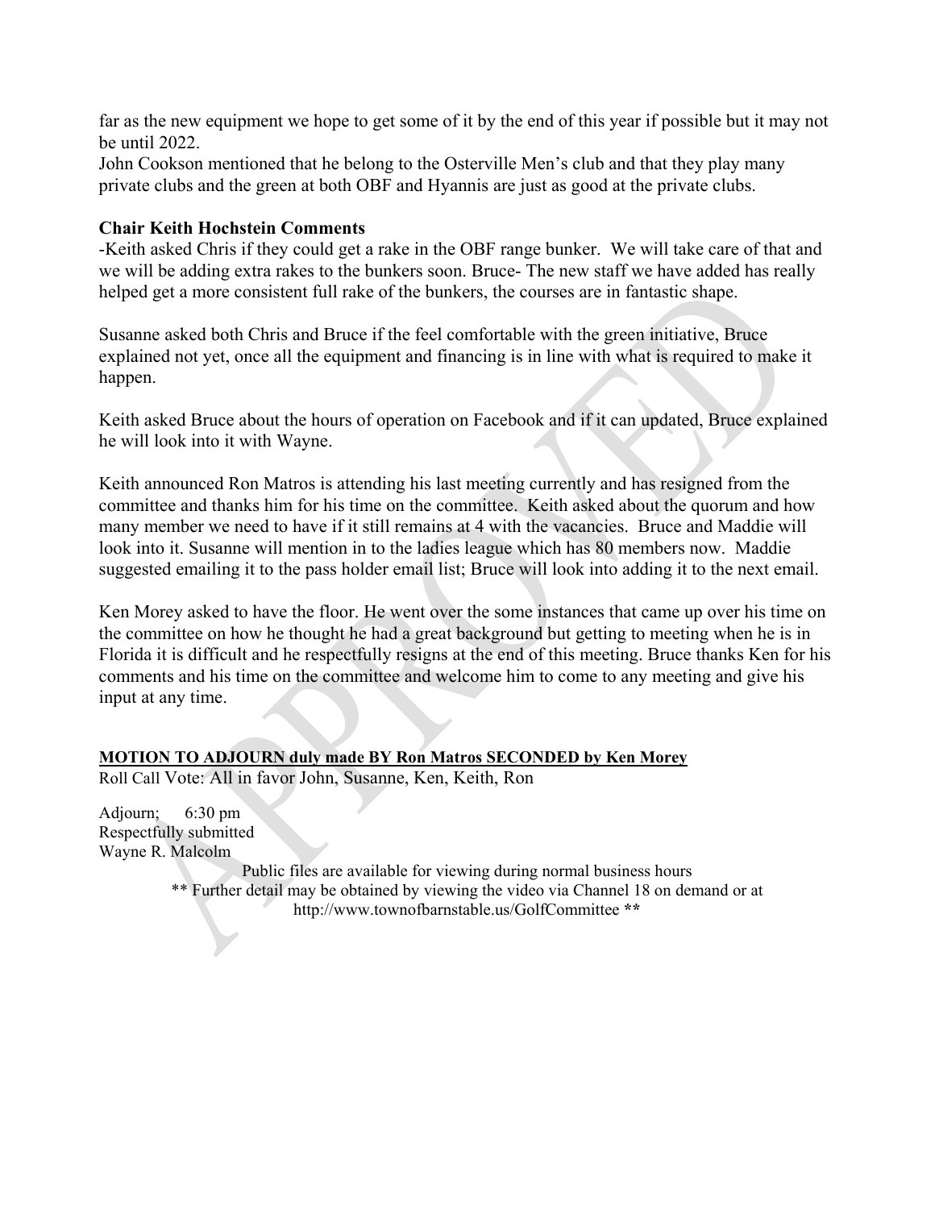far as the new equipment we hope to get some of it by the end of this year if possible but it may not be until 2022.
John Cookson mentioned that he belong to the Osterville Men's club and that they play many private clubs and the green at both OBF and Hyannis are just as good at the private clubs.

**Chair Keith Hochstein Comments**

-Keith asked Chris if they could get a rake in the OBF range bunker. We will take care of that and we will be adding extra rakes to the bunkers soon. Bruce- The new staff we have added has really helped get a more consistent full rake of the bunkers, the courses are in fantastic shape.

Susanne asked both Chris and Bruce if the feel comfortable with the green initiative, Bruce explained not yet, once all the equipment and financing is in line with what is required to make it happen.

Keith asked Bruce about the hours of operation on Facebook and if it can updated, Bruce explained he will look into it with Wayne.

Keith announced Ron Matros is attending his last meeting currently and has resigned from the committee and thanks him for his time on the committee. Keith asked about the quorum and how many member we need to have if it still remains at 4 with the vacancies. Bruce and Maddie will look into it. Susanne will mention in to the ladies league which has 80 members now. Maddie suggested emailing it to the pass holder email list; Bruce will look into adding it to the next email.

Ken Morey asked to have the floor. He went over the some instances that came up over his time on the committee on how he thought he had a great background but getting to meeting when he is in Florida it is difficult and he respectfully resigns at the end of this meeting. Bruce thanks Ken for his comments and his time on the committee and welcome him to come to any meeting and give his input at any time.

**MOTION TO ADJOURN duly made BY Ron Matros SECONDED by Ken Morey**
Roll Call Vote: All in favor John, Susanne, Ken, Keith, Ron

Adjourn; 6:30 pm
Respectfully submitted
Wayne R. Malcolm

Public files are available for viewing during normal business hours
** Further detail may be obtained by viewing the video via Channel 18 on demand or at http://www.townofbarnstable.us/GolfCommittee **